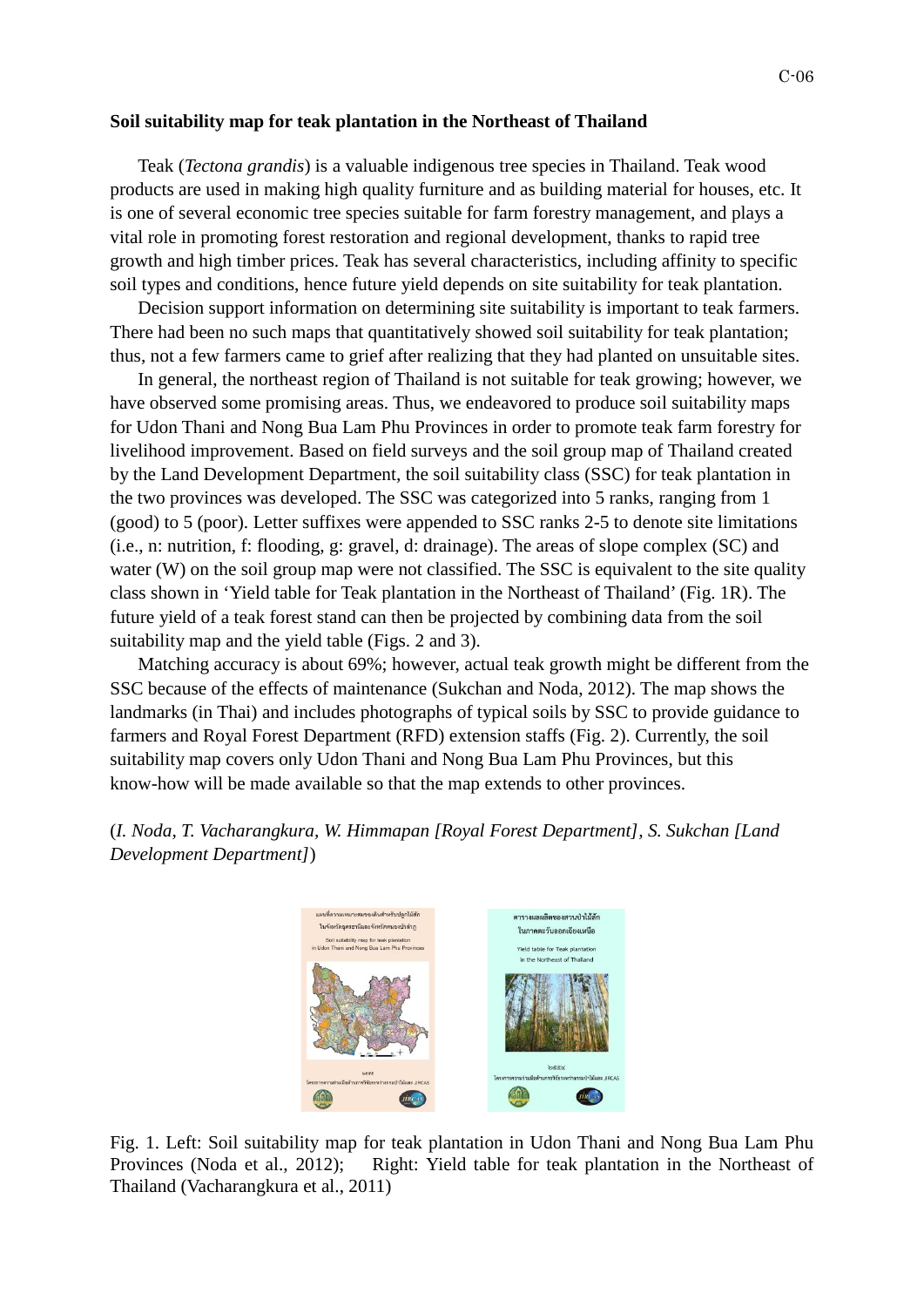# Soil suitability map for teak plantation in the Northeast of Thailand

Teak (*Tectona grandis*) is a valuable indigenous tree species in Thailand. Teak wood products are used in making high quality furniture and as building material for houses, etc. It is one of several economic tree species suitable for farm forestry management, and plays a vital role in promoting forest restoration and regional development, thanks to rapid tree growth and high timber prices. Teak has several characteristics, including affinity to specific soil types and conditions, hence future yield depends on site suitability for teak plantation.

Decision support information on determining site suitability is important to teak farmers. There had been no such maps that quantitatively showed soil suitability for teak plantation; thus, not a few farmers came to grief after realizing that they had planted on unsuitable sites.

In general, the northeast region of Thailand is not suitable for teak growing; however, we have observed some promising areas. Thus, we endeavored to produce soil suitability maps for Udon Thani and Nong Bua Lam Phu Provinces in order to promote teak farm forestry for livelihood improvement. Based on field surveys and the soil group map of Thailand created by the Land Development Department, the soil suitability class (SSC) for teak plantation in the two provinces was developed. The SSC was categorized into 5 ranks, ranging from 1 (good) to 5 (poor). Letter suffixes were appended to SSC ranks 2-5 to denote site limitations (i.e., n: nutrition, f: flooding, g: gravel, d: drainage). The areas of slope complex (SC) and water (W) on the soil group map were not classified. The SSC is equivalent to the site quality class shown in 'Yield table for Teak plantation in the Northeast of Thailand' (Fig. 1R). The future yield of a teak forest stand can then be projected by combining data from the soil suitability map and the yield table (Figs. 2 and 3).

Matching accuracy is about 69%; however, actual teak growth might be different from the SSC because of the effects of maintenance (Sukchan and Noda, 2012). The map shows the landmarks (in Thai) and includes photographs of typical soils by SSC to provide guidance to farmers and Royal Forest Department (RFD) extension staffs (Fig. 2). Currently, the soil suitability map covers only Udon Thani and Nong Bua Lam Phu Provinces, but this know-how will be made available so that the map extends to other provinces.

(*I. Noda, T. Vacharangkura, W. Himmapan [Royal Forest Department], S. Sukchan [Land Development Department]*)

Fig. 1. Left: Soil suitability map for teak plantation in Udon Thani and Nong Bua Lam Phu Provinces (Noda et al., 2012); Right: Yield table for teak plantation in the Northeast of Thailand (Vacharangkura et al., 2011)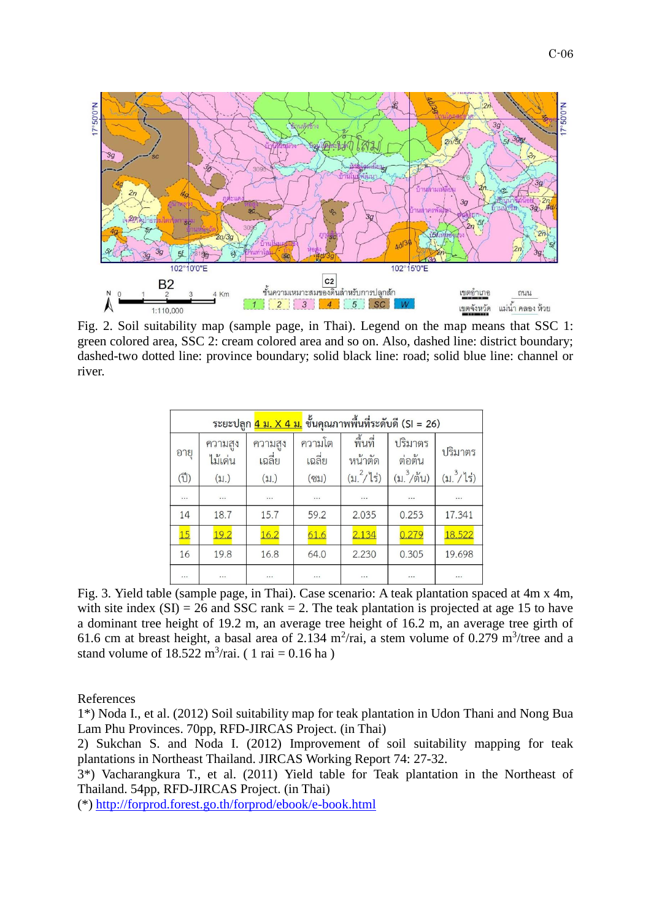Fig. 2. Soil suitability map (sample page, in Thai). Legend on the map means that SSC 1: green colored area, SSC 2: cream colored area and so on. Also, dashed line: district boundary; dashed-two dotted line: province boundary; solid black line: road; solid blue line: channel or river.

| ระยะปลูก 4 ม. X 4 ม. ชั้นคุณภาพพื้นที่ระดับดี (SI = 26) | | | | | | |
|---|---|---|---|---|---|---|
| อายุ (ปี) | ความสูงไม้เด่น (ม.) | ความสูงเฉลี่ย (ม.) | ความโตเฉลี่ย (ซม) | พื้นที่หน้าตัด (ม.$^2$/ไร่) | ปริมาตรต่อต้น (ม.$^3$/ต้น) | ปริมาตร (ม.$^3$/ไร่) |
| ... | ... | ... | ... | ... | ... | ... |
| 14 | 18.7 | 15.7 | 59.2 | 2.035 | 0.253 | 17.341 |
| 15 | 19.2 | 16.2 | 61.6 | 2.134 | 0.279 | 18.522 |
| 16 | 19.8 | 16.8 | 64.0 | 2.230 | 0.305 | 19.698 |
| ... | ... | ... | ... | ... | ... | ... |

Fig. 3. Yield table (sample page, in Thai). Case scenario: A teak plantation spaced at 4m x 4m, with site index (SI) = 26 and SSC rank = 2. The teak plantation is projected at age 15 to have a dominant tree height of 19.2 m, an average tree height of 16.2 m, an average tree girth of 61.6 cm at breast height, a basal area of 2.134 m$^2$/rai, a stem volume of 0.279 m$^3$/tree and a stand volume of 18.522 m$^3$/rai. ( 1 rai = 0.16 ha )

References

1*) Noda I., et al. (2012) Soil suitability map for teak plantation in Udon Thani and Nong Bua Lam Phu Provinces. 70pp, RFD-JIRCAS Project. (in Thai)

2) Sukchan S. and Noda I. (2012) Improvement of soil suitability mapping for teak plantations in Northeast Thailand. JIRCAS Working Report 74: 27-32.

3*) Vacharangkura T., et al. (2011) Yield table for Teak plantation in the Northeast of Thailand. 54pp, RFD-JIRCAS Project. (in Thai)

(*) http://forprod.forest.go.th/forprod/ebook/e-book.html